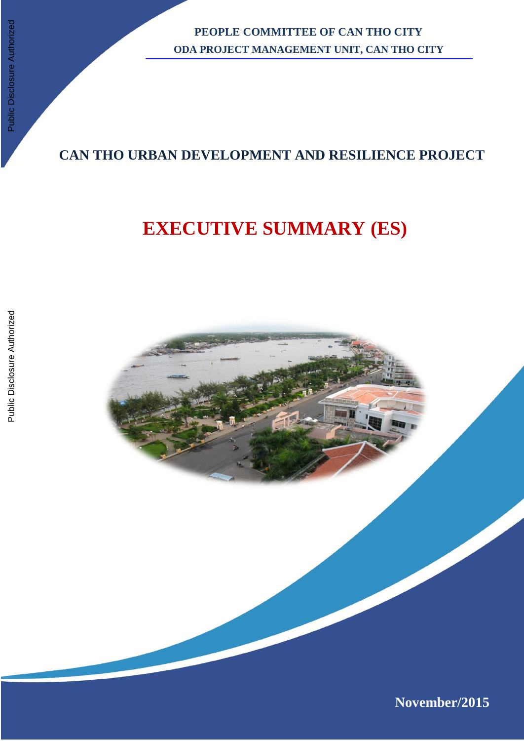**PEOPLE COMMITTEE OF CAN THO CITY**

**ODA PROJECT MANAGEMENT UNIT, CAN THO CITY**

**CAN THO URBAN DEVELOPMENT AND RESILIENCE PROJECT**

# EXECUTIVE SUMMARY (ES)

**November/2015**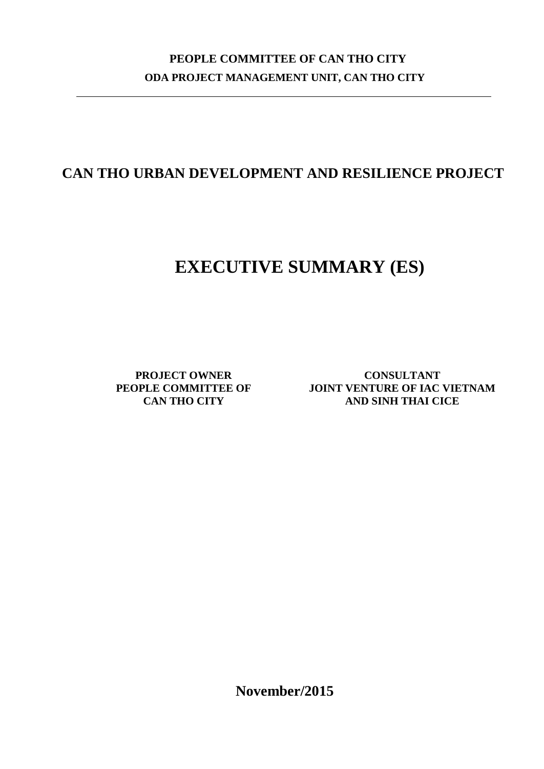**PEOPLE COMMITTEE OF CAN THO CITY**

**ODA PROJECT MANAGEMENT UNIT, CAN THO CITY**

---

# CAN THO URBAN DEVELOPMENT AND RESILIENCE PROJECT

# EXECUTIVE SUMMARY (ES)

| **PROJECT OWNER** | **CONSULTANT** |
|---|---|
| **PEOPLE COMMITTEE OF CAN THO CITY** | **JOINT VENTURE OF IAC VIETNAM AND SINH THAI CICE** |

**November/2015**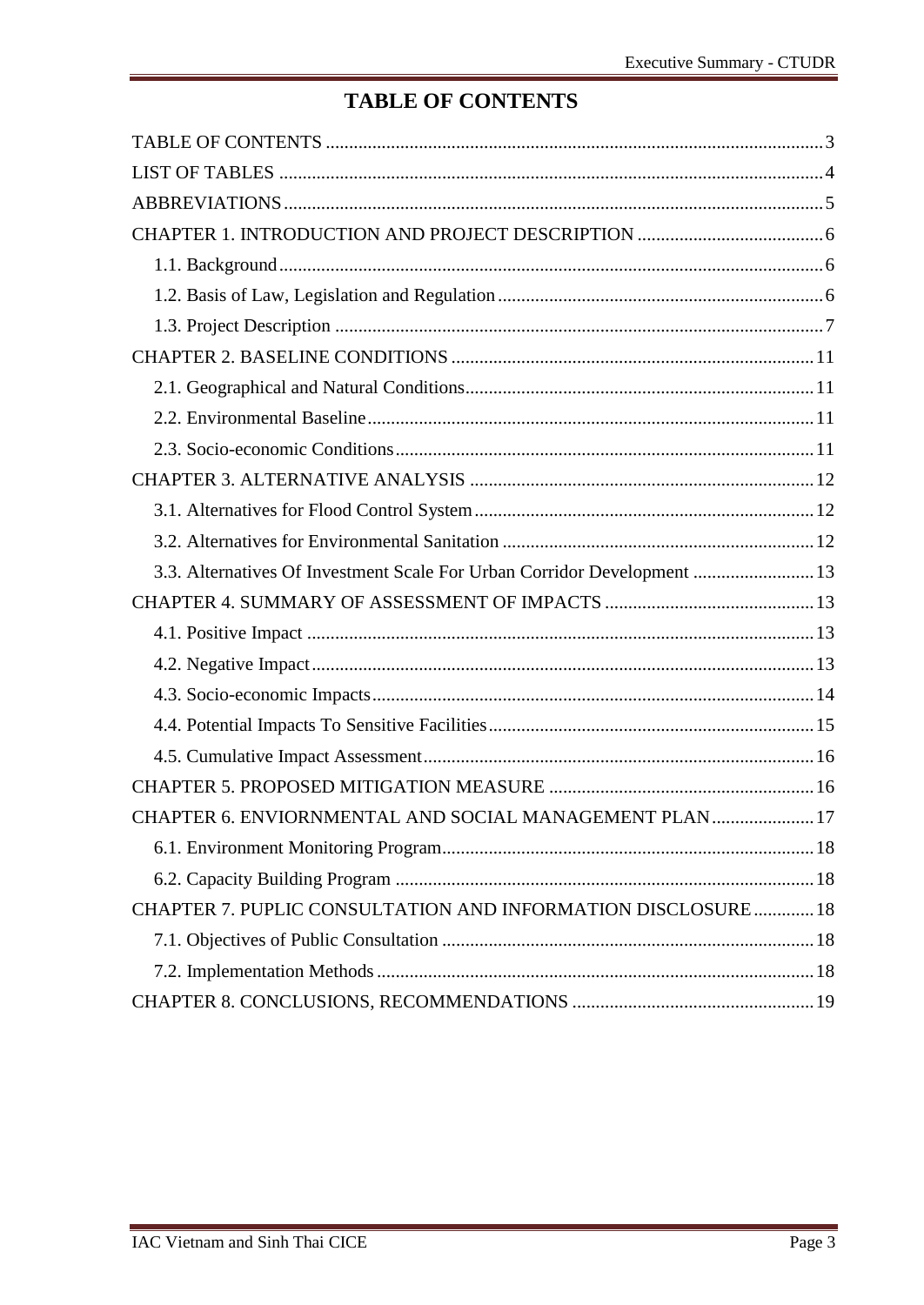# TABLE OF CONTENTS

TABLE OF CONTENTS .......... 3
LIST OF TABLES .......... 4
ABBREVIATIONS .......... 5
CHAPTER 1. INTRODUCTION AND PROJECT DESCRIPTION .......... 6
- 1.1. Background .......... 6
- 1.2. Basis of Law, Legislation and Regulation .......... 6
- 1.3. Project Description .......... 7

CHAPTER 2. BASELINE CONDITIONS .......... 11
- 2.1. Geographical and Natural Conditions .......... 11
- 2.2. Environmental Baseline .......... 11
- 2.3. Socio-economic Conditions .......... 11

CHAPTER 3. ALTERNATIVE ANALYSIS .......... 12
- 3.1. Alternatives for Flood Control System .......... 12
- 3.2. Alternatives for Environmental Sanitation .......... 12
- 3.3. Alternatives Of Investment Scale For Urban Corridor Development .......... 13

CHAPTER 4. SUMMARY OF ASSESSMENT OF IMPACTS .......... 13
- 4.1. Positive Impact .......... 13
- 4.2. Negative Impact .......... 13
- 4.3. Socio-economic Impacts .......... 14
- 4.4. Potential Impacts To Sensitive Facilities .......... 15
- 4.5. Cumulative Impact Assessment .......... 16

CHAPTER 5. PROPOSED MITIGATION MEASURE .......... 16
CHAPTER 6. ENVIORNMENTAL AND SOCIAL MANAGEMENT PLAN .......... 17
- 6.1. Environment Monitoring Program .......... 18
- 6.2. Capacity Building Program .......... 18

CHAPTER 7. PUPLIC CONSULTATION AND INFORMATION DISCLOSURE .......... 18
- 7.1. Objectives of Public Consultation .......... 18
- 7.2. Implementation Methods .......... 18

CHAPTER 8. CONCLUSIONS, RECOMMENDATIONS .......... 19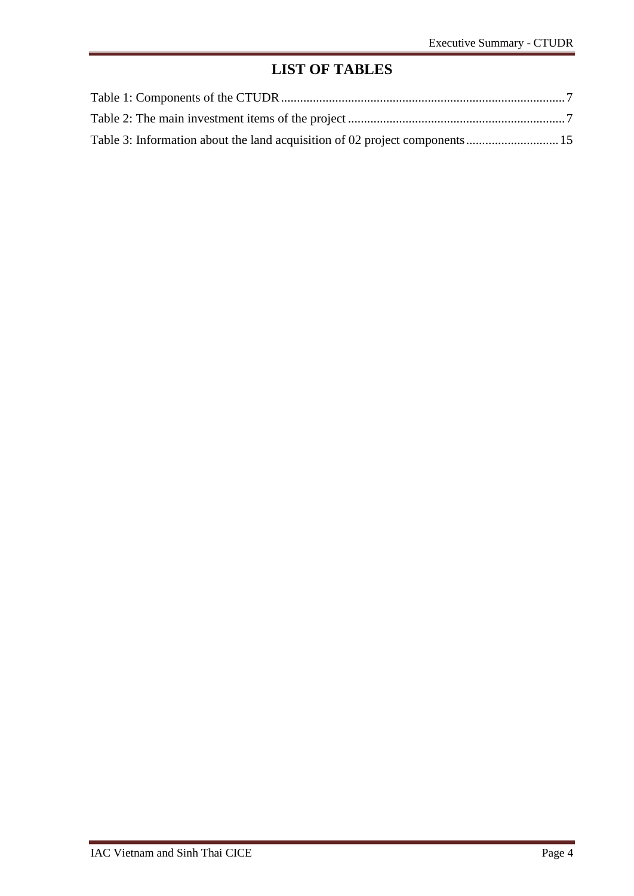# LIST OF TABLES

Table 1: Components of the CTUDR ........................................................................................ 7

Table 2: The main investment items of the project .................................................................... 7

Table 3: Information about the land acquisition of 02 project components ............................ 15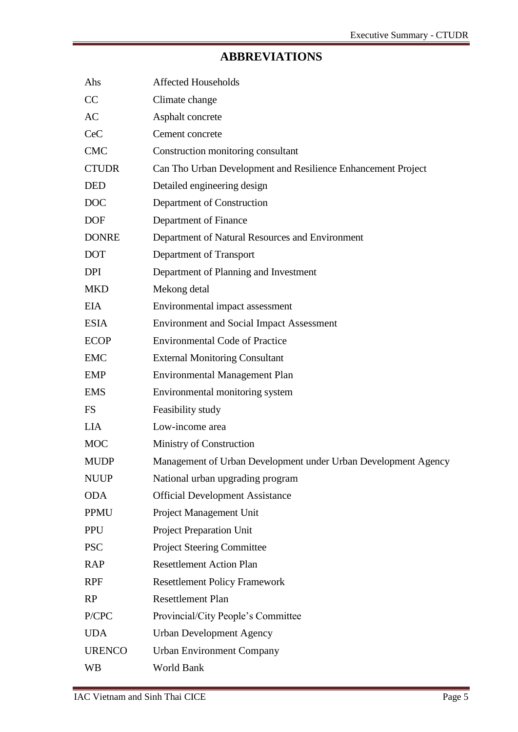## ABBREVIATIONS

| | |
|---|---|
| Ahs | Affected Households |
| CC | Climate change |
| AC | Asphalt concrete |
| CeC | Cement concrete |
| CMC | Construction monitoring consultant |
| CTUDR | Can Tho Urban Development and Resilience Enhancement Project |
| DED | Detailed engineering design |
| DOC | Department of Construction |
| DOF | Department of Finance |
| DONRE | Department of Natural Resources and Environment |
| DOT | Department of Transport |
| DPI | Department of Planning and Investment |
| MKD | Mekong detal |
| EIA | Environmental impact assessment |
| ESIA | Environment and Social Impact Assessment |
| ECOP | Environmental Code of Practice |
| EMC | External Monitoring Consultant |
| EMP | Environmental Management Plan |
| EMS | Environmental monitoring system |
| FS | Feasibility study |
| LIA | Low-income area |
| MOC | Ministry of Construction |
| MUDP | Management of Urban Development under Urban Development Agency |
| NUUP | National urban upgrading program |
| ODA | Official Development Assistance |
| PPMU | Project Management Unit |
| PPU | Project Preparation Unit |
| PSC | Project Steering Committee |
| RAP | Resettlement Action Plan |
| RPF | Resettlement Policy Framework |
| RP | Resettlement Plan |
| P/CPC | Provincial/City People's Committee |
| UDA | Urban Development Agency |
| URENCO | Urban Environment Company |
| WB | World Bank |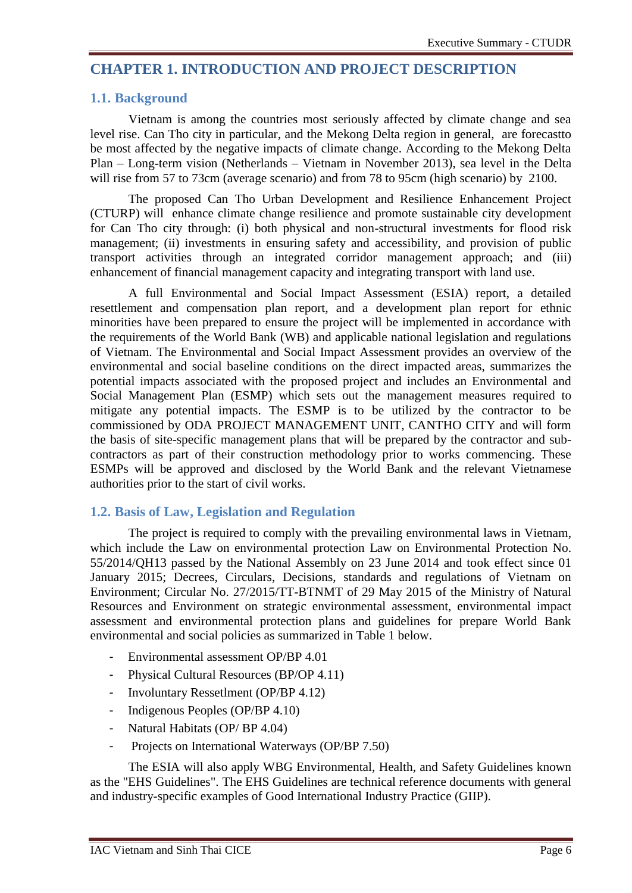# CHAPTER 1. INTRODUCTION AND PROJECT DESCRIPTION

## 1.1. Background

Vietnam is among the countries most seriously affected by climate change and sea level rise. Can Tho city in particular, and the Mekong Delta region in general, are forecastto be most affected by the negative impacts of climate change. According to the Mekong Delta Plan – Long-term vision (Netherlands – Vietnam in November 2013), sea level in the Delta will rise from 57 to 73cm (average scenario) and from 78 to 95cm (high scenario) by 2100.

The proposed Can Tho Urban Development and Resilience Enhancement Project (CTURP) will enhance climate change resilience and promote sustainable city development for Can Tho city through: (i) both physical and non-structural investments for flood risk management; (ii) investments in ensuring safety and accessibility, and provision of public transport activities through an integrated corridor management approach; and (iii) enhancement of financial management capacity and integrating transport with land use.

A full Environmental and Social Impact Assessment (ESIA) report, a detailed resettlement and compensation plan report, and a development plan report for ethnic minorities have been prepared to ensure the project will be implemented in accordance with the requirements of the World Bank (WB) and applicable national legislation and regulations of Vietnam. The Environmental and Social Impact Assessment provides an overview of the environmental and social baseline conditions on the direct impacted areas, summarizes the potential impacts associated with the proposed project and includes an Environmental and Social Management Plan (ESMP) which sets out the management measures required to mitigate any potential impacts. The ESMP is to be utilized by the contractor to be commissioned by ODA PROJECT MANAGEMENT UNIT, CANTHO CITY and will form the basis of site-specific management plans that will be prepared by the contractor and sub-contractors as part of their construction methodology prior to works commencing. These ESMPs will be approved and disclosed by the World Bank and the relevant Vietnamese authorities prior to the start of civil works.

## 1.2. Basis of Law, Legislation and Regulation

The project is required to comply with the prevailing environmental laws in Vietnam, which include the Law on environmental protection Law on Environmental Protection No. 55/2014/QH13 passed by the National Assembly on 23 June 2014 and took effect since 01 January 2015; Decrees, Circulars, Decisions, standards and regulations of Vietnam on Environment; Circular No. 27/2015/TT-BTNMT of 29 May 2015 of the Ministry of Natural Resources and Environment on strategic environmental assessment, environmental impact assessment and environmental protection plans and guidelines for prepare World Bank environmental and social policies as summarized in Table 1 below.

- Environmental assessment OP/BP 4.01
- Physical Cultural Resources (BP/OP 4.11)
- Involuntary Ressetlment (OP/BP 4.12)
- Indigenous Peoples (OP/BP 4.10)
- Natural Habitats (OP/ BP 4.04)
- Projects on International Waterways (OP/BP 7.50)

The ESIA will also apply WBG Environmental, Health, and Safety Guidelines known as the "EHS Guidelines". The EHS Guidelines are technical reference documents with general and industry-specific examples of Good International Industry Practice (GIIP).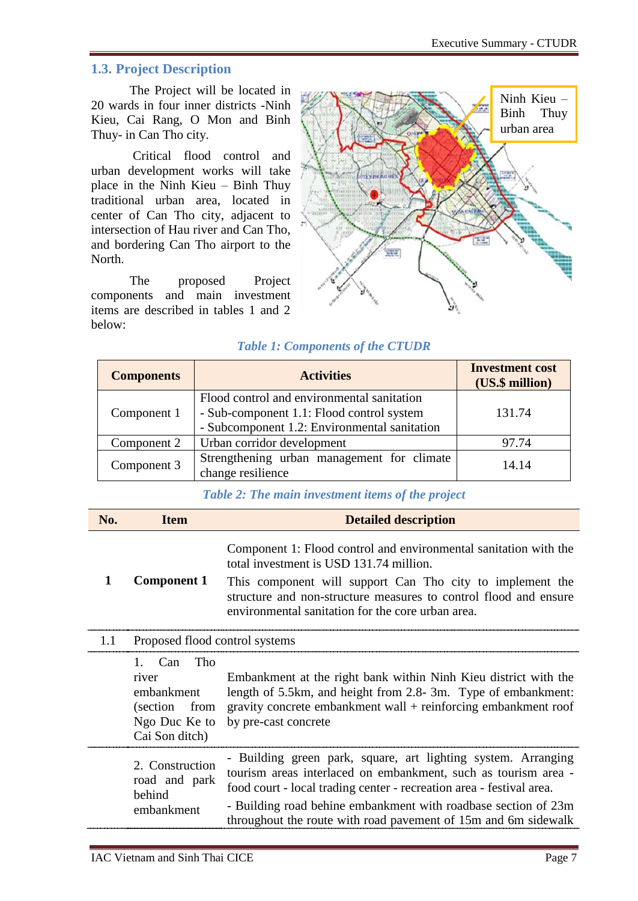## 1.3. Project Description

The Project will be located in 20 wards in four inner districts -Ninh Kieu, Cai Rang, O Mon and Binh Thuy- in Can Tho city.

Critical flood control and urban development works will take place in the Ninh Kieu – Binh Thuy traditional urban area, located in center of Can Tho city, adjacent to intersection of Hau river and Can Tho, and bordering Can Tho airport to the North.

The proposed Project components and main investment items are described in tables 1 and 2 below:

Ninh Kieu – Binh Thuy urban area

*Table 1: Components of the CTUDR*

| Components | Activities | Investment cost (US.$ million) |
|---|---|---|
| Component 1 | Flood control and environmental sanitation<br>- Sub-component 1.1: Flood control system<br>- Subcomponent 1.2: Environmental sanitation | 131.74 |
| Component 2 | Urban corridor development | 97.74 |
| Component 3 | Strengthening urban management for climate change resilience | 14.14 |

*Table 2: The main investment items of the project*

| No. | Item | Detailed description |
|---|---|---|
| 1 | **Component 1** | Component 1: Flood control and environmental sanitation with the total investment is USD 131.74 million.<br>This component will support Can Tho city to implement the structure and non-structure measures to control flood and ensure environmental sanitation for the core urban area. |
| 1.1 | Proposed flood control systems | |
| | 1. Can Tho river embankment (section from Ngo Duc Ke to Cai Son ditch) | Embankment at the right bank within Ninh Kieu district with the length of 5.5km, and height from 2.8- 3m. Type of embankment: gravity concrete embankment wall + reinforcing embankment roof by pre-cast concrete |
| | 2. Construction road and park behind embankment | - Building green park, square, art lighting system. Arranging tourism areas interlaced on embankment, such as tourism area - food court - local trading center - recreation area - festival area.<br>- Building road behine embankment with roadbase section of 23m throughout the route with road pavement of 15m and 6m sidewalk |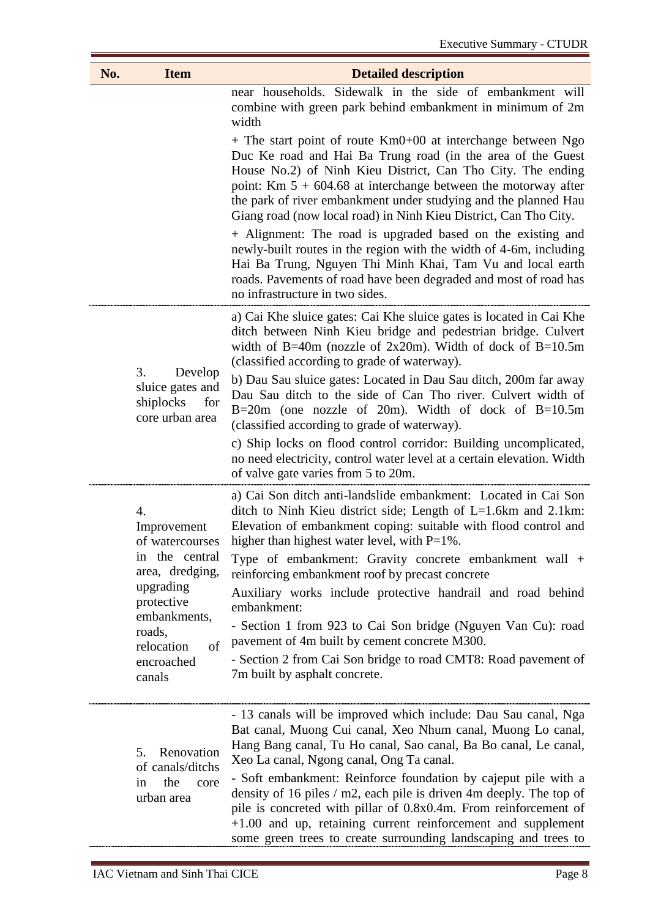| No. | Item | Detailed description |
|---|---|---|
| | | near households. Sidewalk in the side of embankment will combine with green park behind embankment in minimum of 2m width<br><br>+ The start point of route Km0+00 at interchange between Ngo Duc Ke road and Hai Ba Trung road (in the area of the Guest House No.2) of Ninh Kieu District, Can Tho City. The ending point: Km 5 + 604.68 at interchange between the motorway after the park of river embankment under studying and the planned Hau Giang road (now local road) in Ninh Kieu District, Can Tho City.<br><br>+ Alignment: The road is upgraded based on the existing and newly-built routes in the region with the width of 4-6m, including Hai Ba Trung, Nguyen Thi Minh Khai, Tam Vu and local earth roads. Pavements of road have been degraded and most of road has no infrastructure in two sides. |
| | 3. Develop sluice gates and shiplocks for core urban area | a) Cai Khe sluice gates: Cai Khe sluice gates is located in Cai Khe ditch between Ninh Kieu bridge and pedestrian bridge. Culvert width of B=40m (nozzle of 2x20m). Width of dock of B=10.5m (classified according to grade of waterway).<br><br>b) Dau Sau sluice gates: Located in Dau Sau ditch, 200m far away Dau Sau ditch to the side of Can Tho river. Culvert width of B=20m (one nozzle of 20m). Width of dock of B=10.5m (classified according to grade of waterway).<br><br>c) Ship locks on flood control corridor: Building uncomplicated, no need electricity, control water level at a certain elevation. Width of valve gate varies from 5 to 20m. |
| | 4. Improvement of watercourses in the central area, dredging, upgrading protective embankments, roads, relocation of encroached canals | a) Cai Son ditch anti-landslide embankment: Located in Cai Son ditch to Ninh Kieu district side; Length of L=1.6km and 2.1km: Elevation of embankment coping: suitable with flood control and higher than highest water level, with P=1%.<br><br>Type of embankment: Gravity concrete embankment wall + reinforcing embankment roof by precast concrete<br><br>Auxiliary works include protective handrail and road behind embankment:<br><br>- Section 1 from 923 to Cai Son bridge (Nguyen Van Cu): road pavement of 4m built by cement concrete M300.<br><br>- Section 2 from Cai Son bridge to road CMT8: Road pavement of 7m built by asphalt concrete. |
| | 5. Renovation of canals/ditchs in the core urban area | - 13 canals will be improved which include: Dau Sau canal, Nga Bat canal, Muong Cui canal, Xeo Nhum canal, Muong Lo canal, Hang Bang canal, Tu Ho canal, Sao canal, Ba Bo canal, Le canal, Xeo La canal, Ngong canal, Ong Ta canal.<br><br>- Soft embankment: Reinforce foundation by cajeput pile with a density of 16 piles / m2, each pile is driven 4m deeply. The top of pile is concreted with pillar of 0.8x0.4m. From reinforcement of +1.00 and up, retaining current reinforcement and supplement some green trees to create surrounding landscaping and trees to |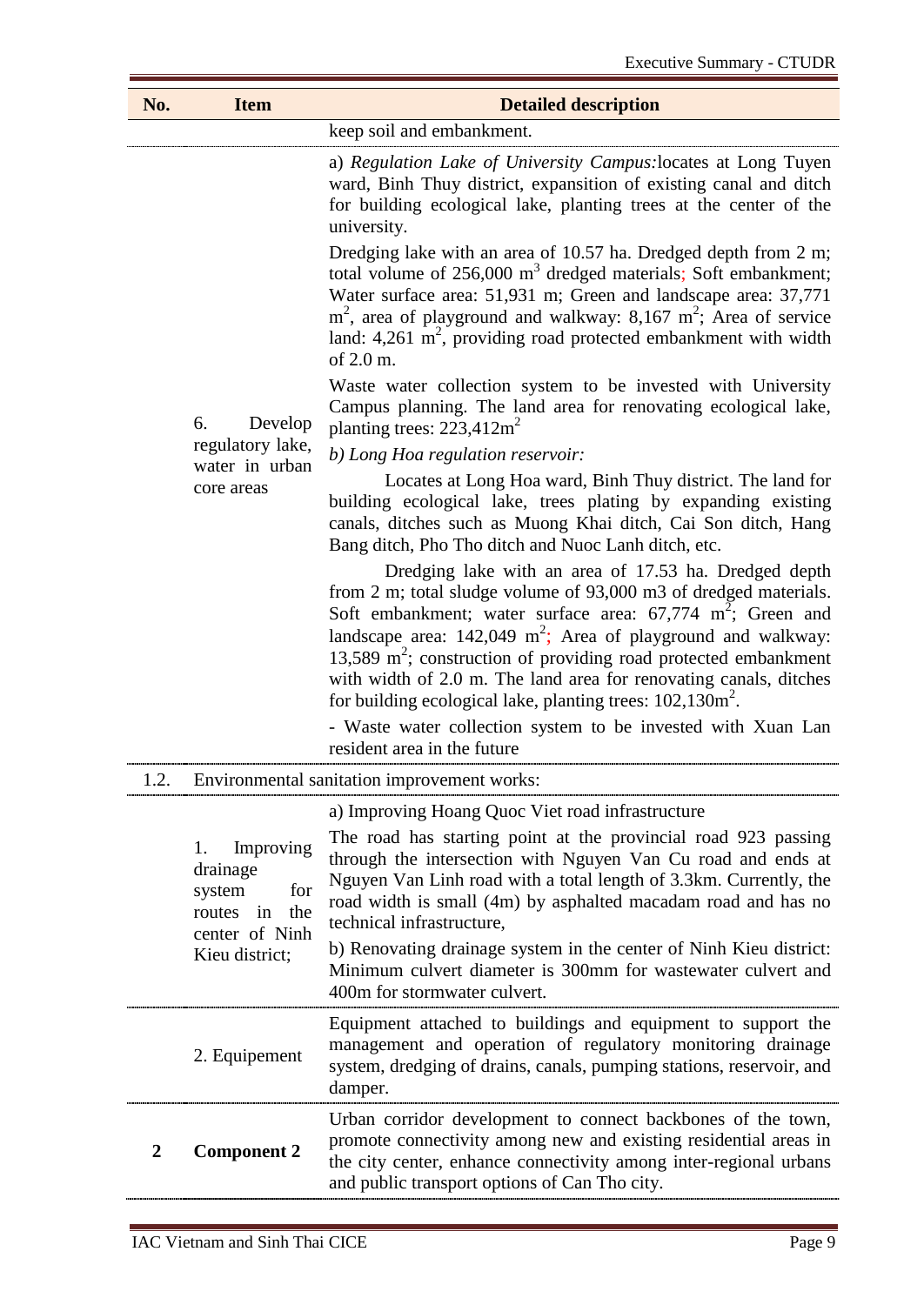| No. | Item | Detailed description |
|---|---|---|
| | | keep soil and embankment. |
| | 6. Develop regulatory lake, water in urban core areas | a) *Regulation Lake of University Campus:*locates at Long Tuyen ward, Binh Thuy district, expansition of existing canal and ditch for building ecological lake, planting trees at the center of the university.<br><br>Dredging lake with an area of 10.57 ha. Dredged depth from 2 m; total volume of 256,000 $m^3$ dredged materials; Soft embankment; Water surface area: 51,931 m; Green and landscape area: 37,771 $m^2$, area of playground and walkway: 8,167 $m^2$; Area of service land: 4,261 $m^2$, providing road protected embankment with width of 2.0 m.<br><br>Waste water collection system to be invested with University Campus planning. The land area for renovating ecological lake, planting trees: 223,412$m^2$<br><br>*b) Long Hoa regulation reservoir:*<br><br>Locates at Long Hoa ward, Binh Thuy district. The land for building ecological lake, trees plating by expanding existing canals, ditches such as Muong Khai ditch, Cai Son ditch, Hang Bang ditch, Pho Tho ditch and Nuoc Lanh ditch, etc.<br><br>Dredging lake with an area of 17.53 ha. Dredged depth from 2 m; total sludge volume of 93,000 m3 of dredged materials. Soft embankment; water surface area: 67,774 $m^2$; Green and landscape area: 142,049 $m^2$; Area of playground and walkway: 13,589 $m^2$; construction of providing road protected embankment with width of 2.0 m. The land area for renovating canals, ditches for building ecological lake, planting trees: 102,130$m^2$.<br><br>- Waste water collection system to be invested with Xuan Lan resident area in the future |
| 1.2. | Environmental sanitation improvement works: | |
| | 1. Improving drainage system for routes in the center of Ninh Kieu district; | a) Improving Hoang Quoc Viet road infrastructure<br><br>The road has starting point at the provincial road 923 passing through the intersection with Nguyen Van Cu road and ends at Nguyen Van Linh road with a total length of 3.3km. Currently, the road width is small (4m) by asphalted macadam road and has no technical infrastructure,<br><br>b) Renovating drainage system in the center of Ninh Kieu district: Minimum culvert diameter is 300mm for wastewater culvert and 400m for stormwater culvert. |
| | 2. Equipement | Equipment attached to buildings and equipment to support the management and operation of regulatory monitoring drainage system, dredging of drains, canals, pumping stations, reservoir, and damper. |
| **2** | **Component 2** | Urban corridor development to connect backbones of the town, promote connectivity among new and existing residential areas in the city center, enhance connectivity among inter-regional urbans and public transport options of Can Tho city. |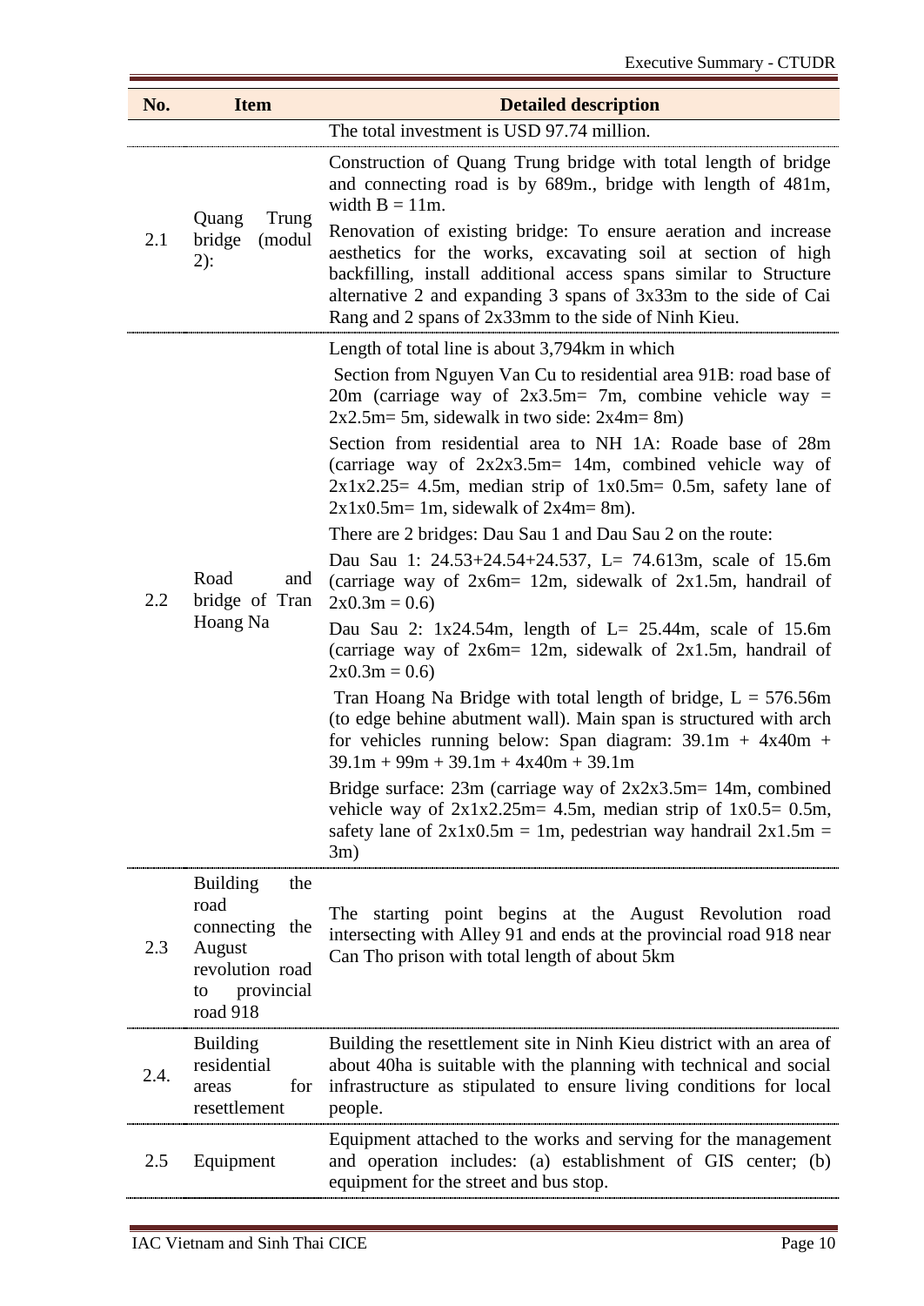| No. | Item | Detailed description |
|---|---|---|
| | | The total investment is USD 97.74 million. |
| 2.1 | Quang Trung bridge (modul 2): | Construction of Quang Trung bridge with total length of bridge and connecting road is by 689m., bridge with length of 481m, width B = 11m.<br>Renovation of existing bridge: To ensure aeration and increase aesthetics for the works, excavating soil at section of high backfilling, install additional access spans similar to Structure alternative 2 and expanding 3 spans of 3x33m to the side of Cai Rang and 2 spans of 2x33mm to the side of Ninh Kieu. |
| 2.2 | Road and bridge of Tran Hoang Na | Length of total line is about 3,794km in which<br>Section from Nguyen Van Cu to residential area 91B: road base of 20m (carriage way of 2x3.5m= 7m, combine vehicle way = 2x2.5m= 5m, sidewalk in two side: 2x4m= 8m)<br>Section from residential area to NH 1A: Roade base of 28m (carriage way of 2x2x3.5m= 14m, combined vehicle way of 2x1x2.25= 4.5m, median strip of 1x0.5m= 0.5m, safety lane of 2x1x0.5m= 1m, sidewalk of 2x4m= 8m).<br>There are 2 bridges: Dau Sau 1 and Dau Sau 2 on the route:<br>Dau Sau 1: 24.53+24.54+24.537, L= 74.613m, scale of 15.6m (carriage way of 2x6m= 12m, sidewalk of 2x1.5m, handrail of 2x0.3m = 0.6)<br>Dau Sau 2: 1x24.54m, length of L= 25.44m, scale of 15.6m (carriage way of 2x6m= 12m, sidewalk of 2x1.5m, handrail of 2x0.3m = 0.6)<br>Tran Hoang Na Bridge with total length of bridge, L = 576.56m (to edge behine abutment wall). Main span is structured with arch for vehicles running below: Span diagram: 39.1m + 4x40m + 39.1m + 99m + 39.1m + 4x40m + 39.1m<br>Bridge surface: 23m (carriage way of 2x2x3.5m= 14m, combined vehicle way of 2x1x2.25m= 4.5m, median strip of 1x0.5= 0.5m, safety lane of 2x1x0.5m = 1m, pedestrian way handrail 2x1.5m = 3m) |
| 2.3 | Building the road connecting the August revolution road to provincial road 918 | The starting point begins at the August Revolution road intersecting with Alley 91 and ends at the provincial road 918 near Can Tho prison with total length of about 5km |
| 2.4. | Building residential areas for resettlement | Building the resettlement site in Ninh Kieu district with an area of about 40ha is suitable with the planning with technical and social infrastructure as stipulated to ensure living conditions for local people. |
| 2.5 | Equipment | Equipment attached to the works and serving for the management and operation includes: (a) establishment of GIS center; (b) equipment for the street and bus stop. |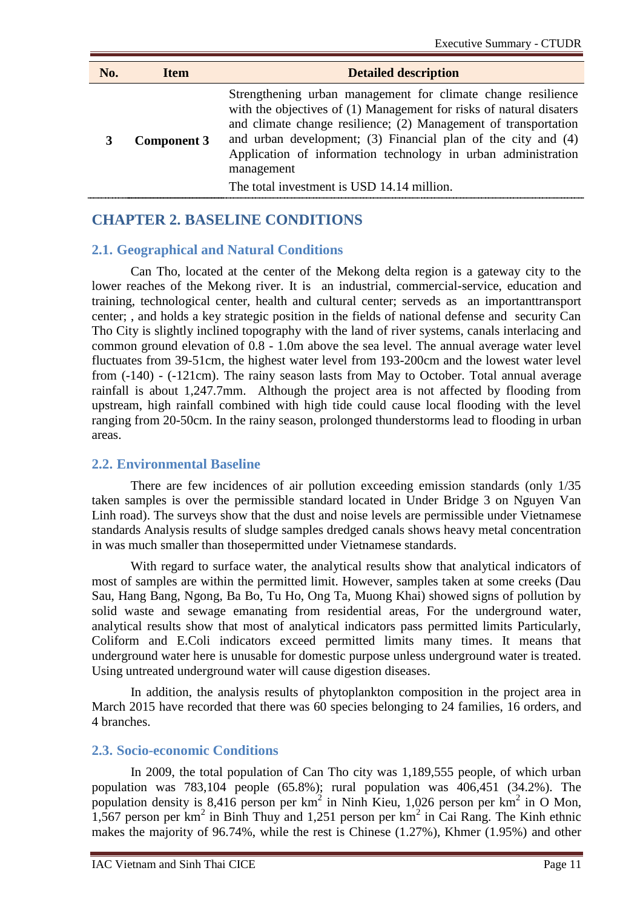| No. | Item | Detailed description |
|---|---|---|
| 3 | **Component 3** | Strengthening urban management for climate change resilience with the objectives of (1) Management for risks of natural disaters and climate change resilience; (2) Management of transportation and urban development; (3) Financial plan of the city and (4) Application of information technology in urban administration management<br>The total investment is USD 14.14 million. |

# CHAPTER 2. BASELINE CONDITIONS

## 2.1. Geographical and Natural Conditions

Can Tho, located at the center of the Mekong delta region is a gateway city to the lower reaches of the Mekong river. It is an industrial, commercial-service, education and training, technological center, health and cultural center; serveds as an importanttransport center; , and holds a key strategic position in the fields of national defense and security Can Tho City is slightly inclined topography with the land of river systems, canals interlacing and common ground elevation of 0.8 - 1.0m above the sea level. The annual average water level fluctuates from 39-51cm, the highest water level from 193-200cm and the lowest water level from (-140) - (-121cm). The rainy season lasts from May to October. Total annual average rainfall is about 1,247.7mm. Although the project area is not affected by flooding from upstream, high rainfall combined with high tide could cause local flooding with the level ranging from 20-50cm. In the rainy season, prolonged thunderstorms lead to flooding in urban areas.

## 2.2. Environmental Baseline

There are few incidences of air pollution exceeding emission standards (only 1/35 taken samples is over the permissible standard located in Under Bridge 3 on Nguyen Van Linh road). The surveys show that the dust and noise levels are permissible under Vietnamese standards Analysis results of sludge samples dredged canals shows heavy metal concentration in was much smaller than thosepermitted under Vietnamese standards.

With regard to surface water, the analytical results show that analytical indicators of most of samples are within the permitted limit. However, samples taken at some creeks (Dau Sau, Hang Bang, Ngong, Ba Bo, Tu Ho, Ong Ta, Muong Khai) showed signs of pollution by solid waste and sewage emanating from residential areas, For the underground water, analytical results show that most of analytical indicators pass permitted limits Particularly, Coliform and E.Coli indicators exceed permitted limits many times. It means that underground water here is unusable for domestic purpose unless underground water is treated. Using untreated underground water will cause digestion diseases.

In addition, the analysis results of phytoplankton composition in the project area in March 2015 have recorded that there was 60 species belonging to 24 families, 16 orders, and 4 branches.

## 2.3. Socio-economic Conditions

In 2009, the total population of Can Tho city was 1,189,555 people, of which urban population was 783,104 people (65.8%); rural population was 406,451 (34.2%). The population density is 8,416 person per km$^2$ in Ninh Kieu, 1,026 person per km$^2$ in O Mon, 1,567 person per km$^2$ in Binh Thuy and 1,251 person per km$^2$ in Cai Rang. The Kinh ethnic makes the majority of 96.74%, while the rest is Chinese (1.27%), Khmer (1.95%) and other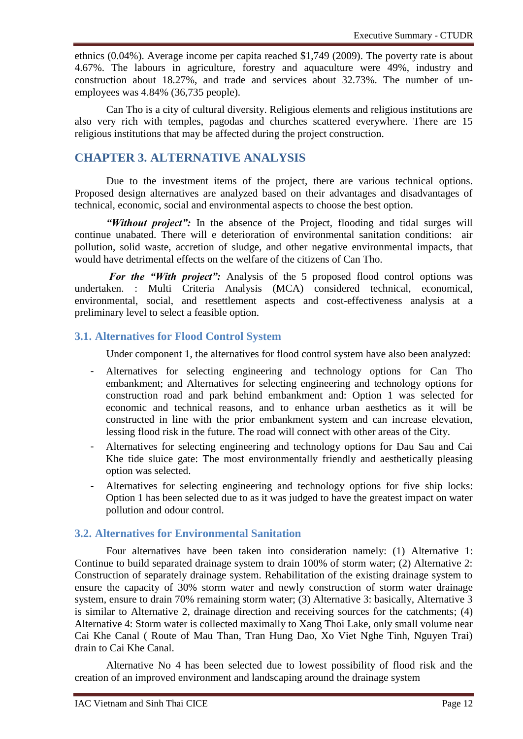ethnics (0.04%). Average income per capita reached $1,749 (2009). The poverty rate is about 4.67%. The labours in agriculture, forestry and aquaculture were 49%, industry and construction about 18.27%, and trade and services about 32.73%. The number of un-employees was 4.84% (36,735 people).

Can Tho is a city of cultural diversity. Religious elements and religious institutions are also very rich with temples, pagodas and churches scattered everywhere. There are 15 religious institutions that may be affected during the project construction.

## CHAPTER 3. ALTERNATIVE ANALYSIS

Due to the investment items of the project, there are various technical options. Proposed design alternatives are analyzed based on their advantages and disadvantages of technical, economic, social and environmental aspects to choose the best option.

***"Without project":*** In the absence of the Project, flooding and tidal surges will continue unabated. There will e deterioration of environmental sanitation conditions: air pollution, solid waste, accretion of sludge, and other negative environmental impacts, that would have detrimental effects on the welfare of the citizens of Can Tho.

***For the "With project":*** Analysis of the 5 proposed flood control options was undertaken. : Multi Criteria Analysis (MCA) considered technical, economical, environmental, social, and resettlement aspects and cost-effectiveness analysis at a preliminary level to select a feasible option.

### 3.1. Alternatives for Flood Control System

Under component 1, the alternatives for flood control system have also been analyzed:

- Alternatives for selecting engineering and technology options for Can Tho embankment; and Alternatives for selecting engineering and technology options for construction road and park behind embankment and: Option 1 was selected for economic and technical reasons, and to enhance urban aesthetics as it will be constructed in line with the prior embankment system and can increase elevation, lessing flood risk in the future. The road will connect with other areas of the City.
- Alternatives for selecting engineering and technology options for Dau Sau and Cai Khe tide sluice gate: The most environmentally friendly and aesthetically pleasing option was selected.
- Alternatives for selecting engineering and technology options for five ship locks: Option 1 has been selected due to as it was judged to have the greatest impact on water pollution and odour control.

### 3.2. Alternatives for Environmental Sanitation

Four alternatives have been taken into consideration namely: (1) Alternative 1: Continue to build separated drainage system to drain 100% of storm water; (2) Alternative 2: Construction of separately drainage system. Rehabilitation of the existing drainage system to ensure the capacity of 30% storm water and newly construction of storm water drainage system, ensure to drain 70% remaining storm water; (3) Alternative 3: basically, Alternative 3 is similar to Alternative 2, drainage direction and receiving sources for the catchments; (4) Alternative 4: Storm water is collected maximally to Xang Thoi Lake, only small volume near Cai Khe Canal ( Route of Mau Than, Tran Hung Dao, Xo Viet Nghe Tinh, Nguyen Trai) drain to Cai Khe Canal.

Alternative No 4 has been selected due to lowest possibility of flood risk and the creation of an improved environment and landscaping around the drainage system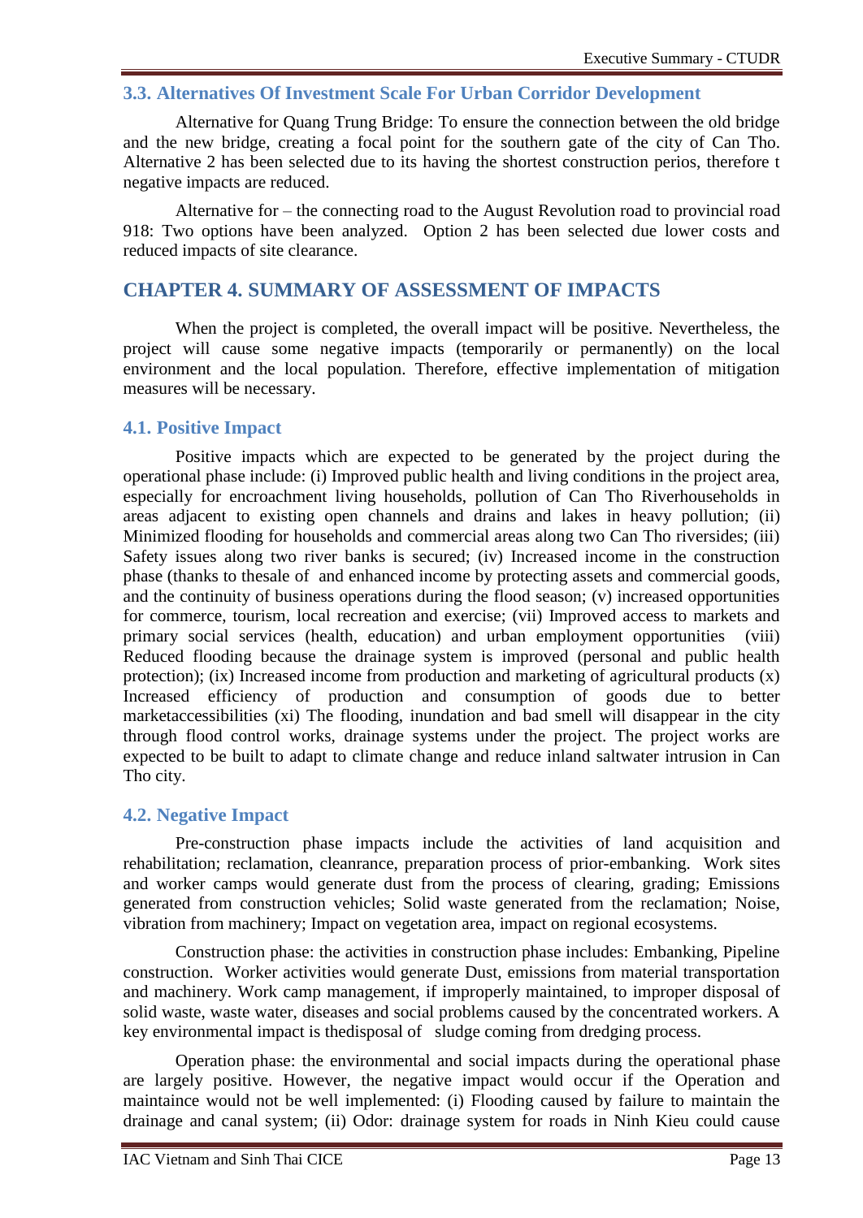### 3.3. Alternatives Of Investment Scale For Urban Corridor Development

Alternative for Quang Trung Bridge: To ensure the connection between the old bridge and the new bridge, creating a focal point for the southern gate of the city of Can Tho. Alternative 2 has been selected due to its having the shortest construction perios, therefore t negative impacts are reduced.

Alternative for – the connecting road to the August Revolution road to provincial road 918: Two options have been analyzed. Option 2 has been selected due lower costs and reduced impacts of site clearance.

## CHAPTER 4. SUMMARY OF ASSESSMENT OF IMPACTS

When the project is completed, the overall impact will be positive. Nevertheless, the project will cause some negative impacts (temporarily or permanently) on the local environment and the local population. Therefore, effective implementation of mitigation measures will be necessary.

### 4.1. Positive Impact

Positive impacts which are expected to be generated by the project during the operational phase include: (i) Improved public health and living conditions in the project area, especially for encroachment living households, pollution of Can Tho Riverhouseholds in areas adjacent to existing open channels and drains and lakes in heavy pollution; (ii) Minimized flooding for households and commercial areas along two Can Tho riversides; (iii) Safety issues along two river banks is secured; (iv) Increased income in the construction phase (thanks to thesale of and enhanced income by protecting assets and commercial goods, and the continuity of business operations during the flood season; (v) increased opportunities for commerce, tourism, local recreation and exercise; (vii) Improved access to markets and primary social services (health, education) and urban employment opportunities (viii) Reduced flooding because the drainage system is improved (personal and public health protection); (ix) Increased income from production and marketing of agricultural products (x) Increased efficiency of production and consumption of goods due to better marketaccessibilities (xi) The flooding, inundation and bad smell will disappear in the city through flood control works, drainage systems under the project. The project works are expected to be built to adapt to climate change and reduce inland saltwater intrusion in Can Tho city.

### 4.2. Negative Impact

Pre-construction phase impacts include the activities of land acquisition and rehabilitation; reclamation, cleanrance, preparation process of prior-embanking. Work sites and worker camps would generate dust from the process of clearing, grading; Emissions generated from construction vehicles; Solid waste generated from the reclamation; Noise, vibration from machinery; Impact on vegetation area, impact on regional ecosystems.

Construction phase: the activities in construction phase includes: Embanking, Pipeline construction. Worker activities would generate Dust, emissions from material transportation and machinery. Work camp management, if improperly maintained, to improper disposal of solid waste, waste water, diseases and social problems caused by the concentrated workers. A key environmental impact is thedisposal of sludge coming from dredging process.

Operation phase: the environmental and social impacts during the operational phase are largely positive. However, the negative impact would occur if the Operation and maintaince would not be well implemented: (i) Flooding caused by failure to maintain the drainage and canal system; (ii) Odor: drainage system for roads in Ninh Kieu could cause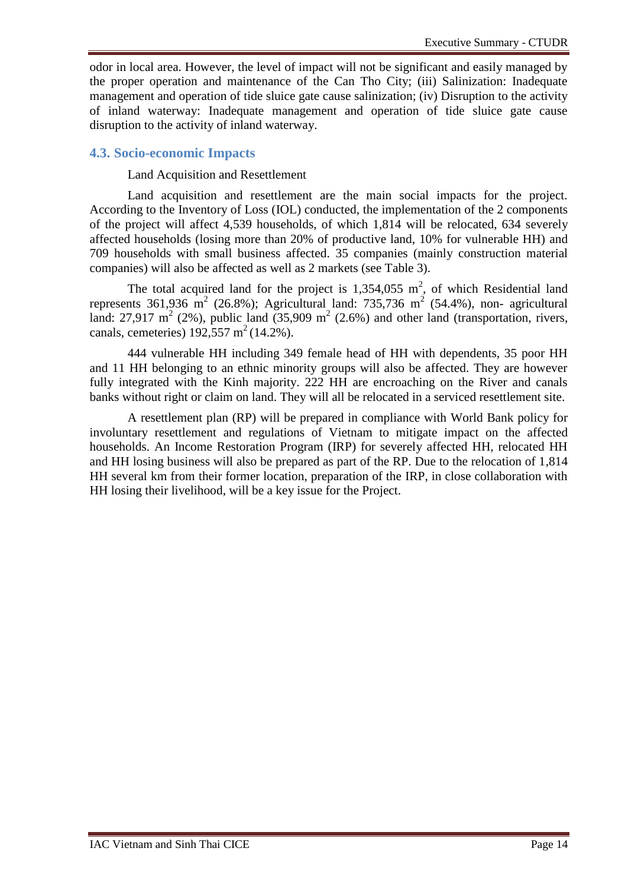odor in local area. However, the level of impact will not be significant and easily managed by the proper operation and maintenance of the Can Tho City; (iii) Salinization: Inadequate management and operation of tide sluice gate cause salinization; (iv) Disruption to the activity of inland waterway: Inadequate management and operation of tide sluice gate cause disruption to the activity of inland waterway.

### 4.3. Socio-economic Impacts

Land Acquisition and Resettlement

Land acquisition and resettlement are the main social impacts for the project. According to the Inventory of Loss (IOL) conducted, the implementation of the 2 components of the project will affect 4,539 households, of which 1,814 will be relocated, 634 severely affected households (losing more than 20% of productive land, 10% for vulnerable HH) and 709 households with small business affected. 35 companies (mainly construction material companies) will also be affected as well as 2 markets (see Table 3).

The total acquired land for the project is 1,354,055 $m^2$, of which Residential land represents 361,936 $m^2$ (26.8%); Agricultural land: 735,736 $m^2$ (54.4%), non- agricultural land: 27,917 $m^2$ (2%), public land (35,909 $m^2$ (2.6%) and other land (transportation, rivers, canals, cemeteries) 192,557 $m^2$ (14.2%).

444 vulnerable HH including 349 female head of HH with dependents, 35 poor HH and 11 HH belonging to an ethnic minority groups will also be affected. They are however fully integrated with the Kinh majority. 222 HH are encroaching on the River and canals banks without right or claim on land. They will all be relocated in a serviced resettlement site.

A resettlement plan (RP) will be prepared in compliance with World Bank policy for involuntary resettlement and regulations of Vietnam to mitigate impact on the affected households. An Income Restoration Program (IRP) for severely affected HH, relocated HH and HH losing business will also be prepared as part of the RP. Due to the relocation of 1,814 HH several km from their former location, preparation of the IRP, in close collaboration with HH losing their livelihood, will be a key issue for the Project.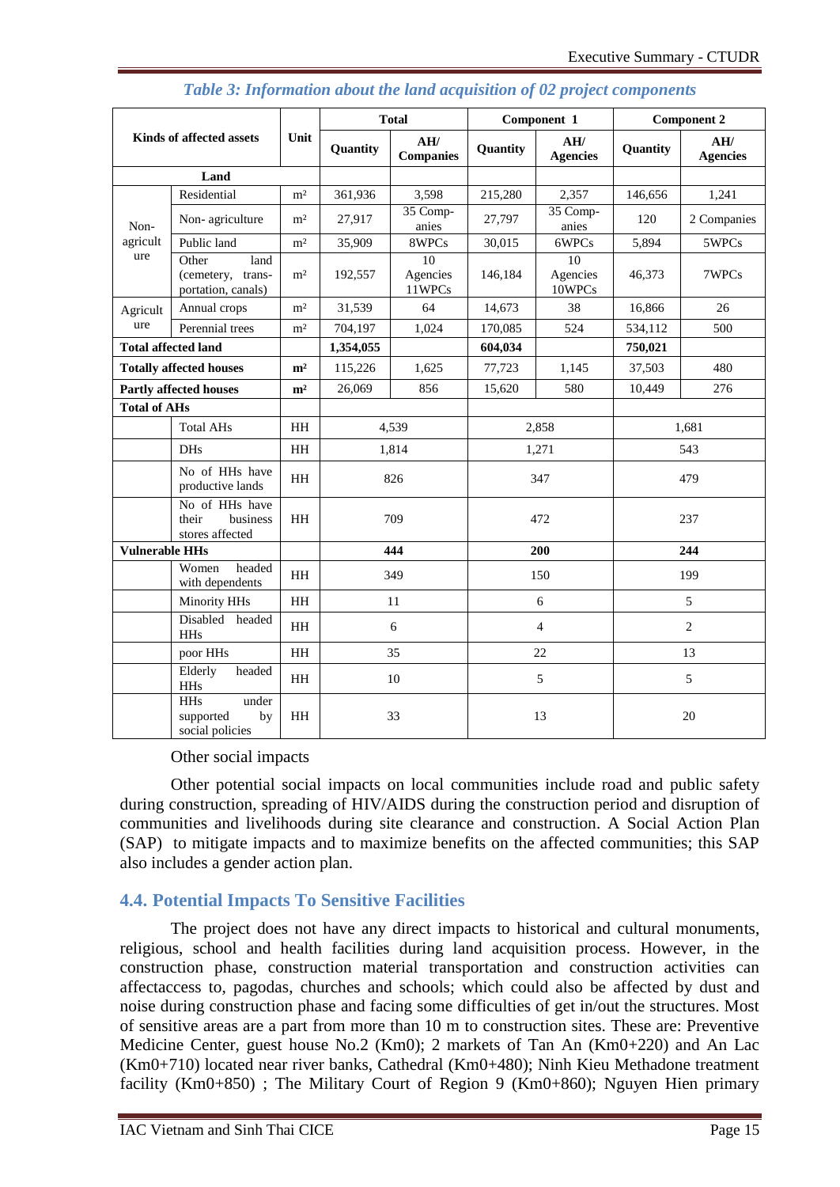*Table 3: Information about the land acquisition of 02 project components*

| Kinds of affected assets | | Unit | Total | | Component 1 | | Component 2 | |
|---|---|---|---|---|---|---|---|---|
| | | | Quantity | AH/ Companies | Quantity | AH/ Agencies | Quantity | AH/ Agencies |
| **Land** | | | | | | | | |
| Non-agriculture | Residential | m² | 361,936 | 3,598 | 215,280 | 2,357 | 146,656 | 1,241 |
| | Non- agriculture | m² | 27,917 | 35 Companies | 27,797 | 35 Companies | 120 | 2 Companies |
| | Public land | m² | 35,909 | 8WPCs | 30,015 | 6WPCs | 5,894 | 5WPCs |
| | Other land (cemetery, transportation, canals) | m² | 192,557 | 10 Agencies 11WPCs | 146,184 | 10 Agencies 10WPCs | 46,373 | 7WPCs |
| Agriculture | Annual crops | m² | 31,539 | 64 | 14,673 | 38 | 16,866 | 26 |
| | Perennial trees | m² | 704,197 | 1,024 | 170,085 | 524 | 534,112 | 500 |
| **Total affected land** | | | **1,354,055** | | **604,034** | | **750,021** | |
| **Totally affected houses** | | **m²** | 115,226 | 1,625 | 77,723 | 1,145 | 37,503 | 480 |
| **Partly affected houses** | | **m²** | 26,069 | 856 | 15,620 | 580 | 10,449 | 276 |
| **Total of AHs** | | | | | | | | |
| | Total AHs | HH | 4,539 | | 2,858 | | 1,681 | |
| | DHs | HH | 1,814 | | 1,271 | | 543 | |
| | No of HHs have productive lands | HH | 826 | | 347 | | 479 | |
| | No of HHs have their business stores affected | HH | 709 | | 472 | | 237 | |
| **Vulnerable HHs** | | | **444** | | **200** | | **244** | |
| | Women headed with dependents | HH | 349 | | 150 | | 199 | |
| | Minority HHs | HH | 11 | | 6 | | 5 | |
| | Disabled headed HHs | HH | 6 | | 4 | | 2 | |
| | poor HHs | HH | 35 | | 22 | | 13 | |
| | Elderly headed HHs | HH | 10 | | 5 | | 5 | |
| | HHs under supported by social policies | HH | 33 | | 13 | | 20 | |

Other social impacts

Other potential social impacts on local communities include road and public safety during construction, spreading of HIV/AIDS during the construction period and disruption of communities and livelihoods during site clearance and construction. A Social Action Plan (SAP) to mitigate impacts and to maximize benefits on the affected communities; this SAP also includes a gender action plan.

## 4.4. Potential Impacts To Sensitive Facilities

The project does not have any direct impacts to historical and cultural monuments, religious, school and health facilities during land acquisition process. However, in the construction phase, construction material transportation and construction activities can affectaccess to, pagodas, churches and schools; which could also be affected by dust and noise during construction phase and facing some difficulties of get in/out the structures. Most of sensitive areas are a part from more than 10 m to construction sites. These are: Preventive Medicine Center, guest house No.2 (Km0); 2 markets of Tan An (Km0+220) and An Lac (Km0+710) located near river banks, Cathedral (Km0+480); Ninh Kieu Methadone treatment facility (Km0+850) ; The Military Court of Region 9 (Km0+860); Nguyen Hien primary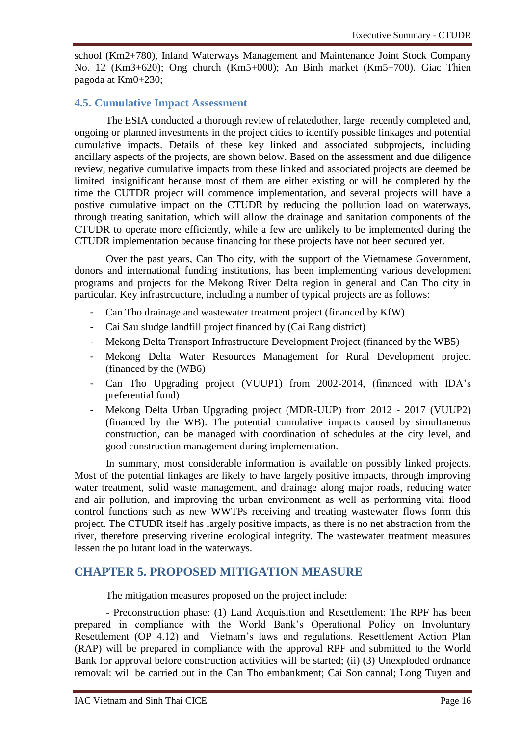school (Km2+780), Inland Waterways Management and Maintenance Joint Stock Company No. 12 (Km3+620); Ong church (Km5+000); An Binh market (Km5+700). Giac Thien pagoda at Km0+230;

### 4.5. Cumulative Impact Assessment

The ESIA conducted a thorough review of relatedother, large recently completed and, ongoing or planned investments in the project cities to identify possible linkages and potential cumulative impacts. Details of these key linked and associated subprojects, including ancillary aspects of the projects, are shown below. Based on the assessment and due diligence review, negative cumulative impacts from these linked and associated projects are deemed be limited insignificant because most of them are either existing or will be completed by the time the CUTDR project will commence implementation, and several projects will have a postive cumulative impact on the CTUDR by reducing the pollution load on waterways, through treating sanitation, which will allow the drainage and sanitation components of the CTUDR to operate more efficiently, while a few are unlikely to be implemented during the CTUDR implementation because financing for these projects have not been secured yet.

Over the past years, Can Tho city, with the support of the Vietnamese Government, donors and international funding institutions, has been implementing various development programs and projects for the Mekong River Delta region in general and Can Tho city in particular. Key infrastrcucture, including a number of typical projects are as follows:

- Can Tho drainage and wastewater treatment project (financed by KfW)
- Cai Sau sludge landfill project financed by (Cai Rang district)
- Mekong Delta Transport Infrastructure Development Project (financed by the WB5)
- Mekong Delta Water Resources Management for Rural Development project (financed by the (WB6)
- Can Tho Upgrading project (VUUP1) from 2002-2014, (financed with IDA's preferential fund)
- Mekong Delta Urban Upgrading project (MDR-UUP) from 2012 - 2017 (VUUP2) (financed by the WB). The potential cumulative impacts caused by simultaneous construction, can be managed with coordination of schedules at the city level, and good construction management during implementation.

In summary, most considerable information is available on possibly linked projects. Most of the potential linkages are likely to have largely positive impacts, through improving water treatment, solid waste management, and drainage along major roads, reducing water and air pollution, and improving the urban environment as well as performing vital flood control functions such as new WWTPs receiving and treating wastewater flows form this project. The CTUDR itself has largely positive impacts, as there is no net abstraction from the river, therefore preserving riverine ecological integrity. The wastewater treatment measures lessen the pollutant load in the waterways.

## CHAPTER 5. PROPOSED MITIGATION MEASURE

The mitigation measures proposed on the project include:

- Preconstruction phase: (1) Land Acquisition and Resettlement: The RPF has been prepared in compliance with the World Bank's Operational Policy on Involuntary Resettlement (OP 4.12) and Vietnam's laws and regulations. Resettlement Action Plan (RAP) will be prepared in compliance with the approval RPF and submitted to the World Bank for approval before construction activities will be started; (ii) (3) Unexploded ordnance removal: will be carried out in the Can Tho embankment; Cai Son cannal; Long Tuyen and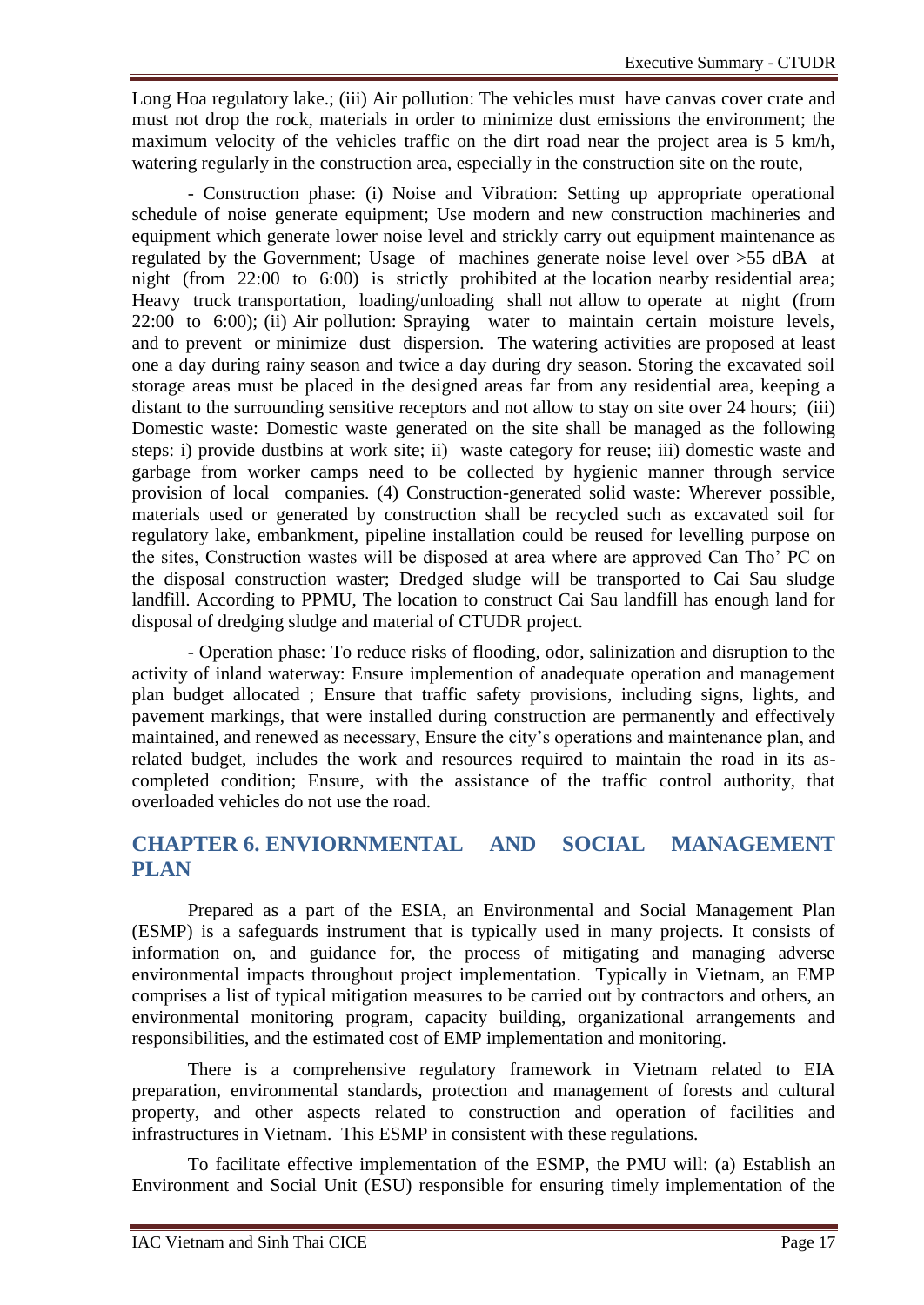Long Hoa regulatory lake.; (iii) Air pollution: The vehicles must have canvas cover crate and must not drop the rock, materials in order to minimize dust emissions the environment; the maximum velocity of the vehicles traffic on the dirt road near the project area is 5 km/h, watering regularly in the construction area, especially in the construction site on the route,

- Construction phase: (i) Noise and Vibration: Setting up appropriate operational schedule of noise generate equipment; Use modern and new construction machineries and equipment which generate lower noise level and strickly carry out equipment maintenance as regulated by the Government; Usage of machines generate noise level over >55 dBA at night (from 22:00 to 6:00) is strictly prohibited at the location nearby residential area; Heavy truck transportation, loading/unloading shall not allow to operate at night (from 22:00 to 6:00); (ii) Air pollution: Spraying water to maintain certain moisture levels, and to prevent or minimize dust dispersion. The watering activities are proposed at least one a day during rainy season and twice a day during dry season. Storing the excavated soil storage areas must be placed in the designed areas far from any residential area, keeping a distant to the surrounding sensitive receptors and not allow to stay on site over 24 hours; (iii) Domestic waste: Domestic waste generated on the site shall be managed as the following steps: i) provide dustbins at work site; ii) waste category for reuse; iii) domestic waste and garbage from worker camps need to be collected by hygienic manner through service provision of local companies. (4) Construction-generated solid waste: Wherever possible, materials used or generated by construction shall be recycled such as excavated soil for regulatory lake, embankment, pipeline installation could be reused for levelling purpose on the sites, Construction wastes will be disposed at area where are approved Can Tho' PC on the disposal construction waster; Dredged sludge will be transported to Cai Sau sludge landfill. According to PPMU, The location to construct Cai Sau landfill has enough land for disposal of dredging sludge and material of CTUDR project.

- Operation phase: To reduce risks of flooding, odor, salinization and disruption to the activity of inland waterway: Ensure implemention of anadequate operation and management plan budget allocated ; Ensure that traffic safety provisions, including signs, lights, and pavement markings, that were installed during construction are permanently and effectively maintained, and renewed as necessary, Ensure the city's operations and maintenance plan, and related budget, includes the work and resources required to maintain the road in its as-completed condition; Ensure, with the assistance of the traffic control authority, that overloaded vehicles do not use the road.

## CHAPTER 6. ENVIORNMENTAL AND SOCIAL MANAGEMENT PLAN

Prepared as a part of the ESIA, an Environmental and Social Management Plan (ESMP) is a safeguards instrument that is typically used in many projects. It consists of information on, and guidance for, the process of mitigating and managing adverse environmental impacts throughout project implementation. Typically in Vietnam, an EMP comprises a list of typical mitigation measures to be carried out by contractors and others, an environmental monitoring program, capacity building, organizational arrangements and responsibilities, and the estimated cost of EMP implementation and monitoring.

There is a comprehensive regulatory framework in Vietnam related to EIA preparation, environmental standards, protection and management of forests and cultural property, and other aspects related to construction and operation of facilities and infrastructures in Vietnam. This ESMP in consistent with these regulations.

To facilitate effective implementation of the ESMP, the PMU will: (a) Establish an Environment and Social Unit (ESU) responsible for ensuring timely implementation of the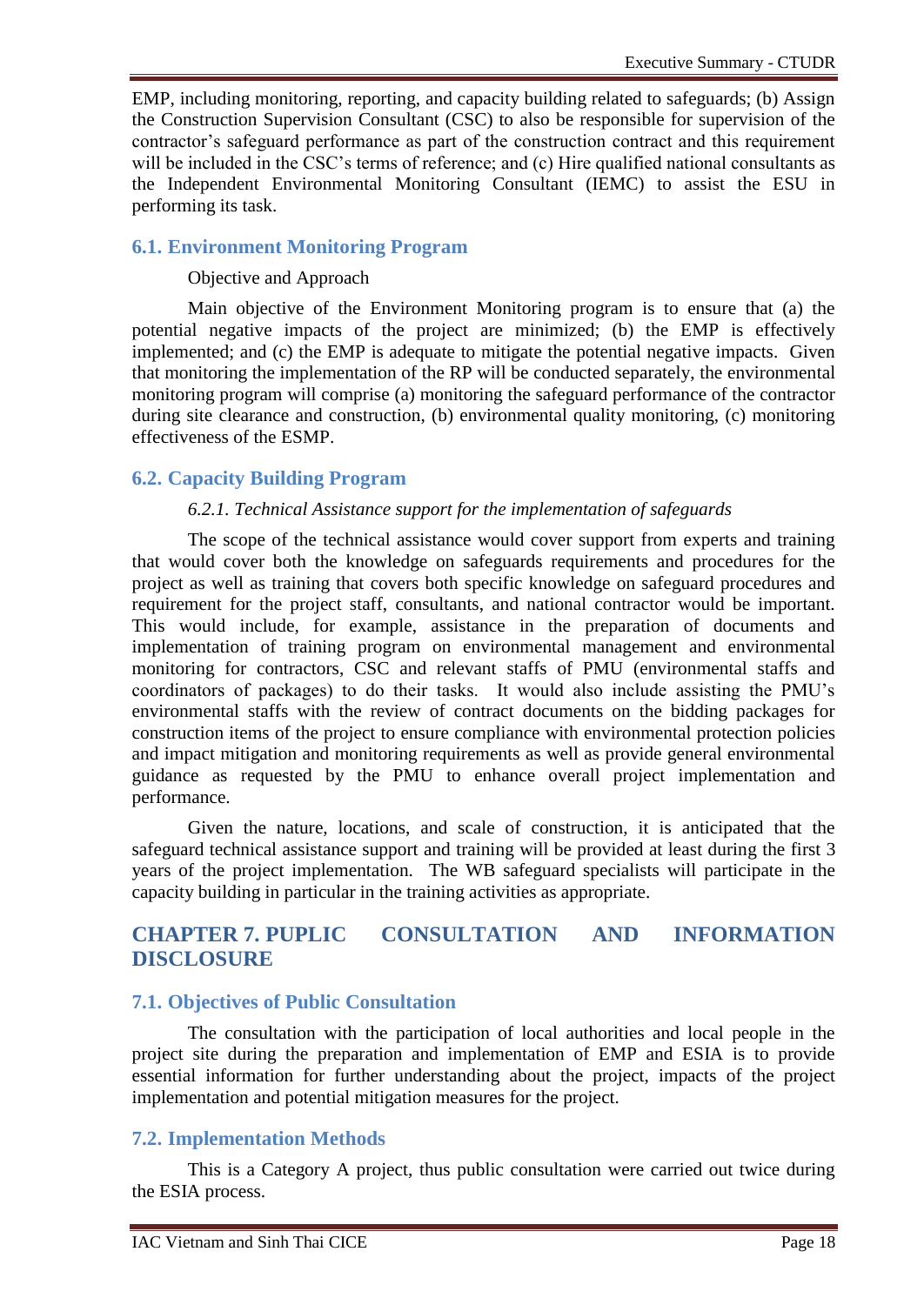EMP, including monitoring, reporting, and capacity building related to safeguards; (b) Assign the Construction Supervision Consultant (CSC) to also be responsible for supervision of the contractor's safeguard performance as part of the construction contract and this requirement will be included in the CSC's terms of reference; and (c) Hire qualified national consultants as the Independent Environmental Monitoring Consultant (IEMC) to assist the ESU in performing its task.

## 6.1. Environment Monitoring Program

Objective and Approach

Main objective of the Environment Monitoring program is to ensure that (a) the potential negative impacts of the project are minimized; (b) the EMP is effectively implemented; and (c) the EMP is adequate to mitigate the potential negative impacts. Given that monitoring the implementation of the RP will be conducted separately, the environmental monitoring program will comprise (a) monitoring the safeguard performance of the contractor during site clearance and construction, (b) environmental quality monitoring, (c) monitoring effectiveness of the ESMP.

## 6.2. Capacity Building Program

### *6.2.1. Technical Assistance support for the implementation of safeguards*

The scope of the technical assistance would cover support from experts and training that would cover both the knowledge on safeguards requirements and procedures for the project as well as training that covers both specific knowledge on safeguard procedures and requirement for the project staff, consultants, and national contractor would be important. This would include, for example, assistance in the preparation of documents and implementation of training program on environmental management and environmental monitoring for contractors, CSC and relevant staffs of PMU (environmental staffs and coordinators of packages) to do their tasks. It would also include assisting the PMU's environmental staffs with the review of contract documents on the bidding packages for construction items of the project to ensure compliance with environmental protection policies and impact mitigation and monitoring requirements as well as provide general environmental guidance as requested by the PMU to enhance overall project implementation and performance.

Given the nature, locations, and scale of construction, it is anticipated that the safeguard technical assistance support and training will be provided at least during the first 3 years of the project implementation. The WB safeguard specialists will participate in the capacity building in particular in the training activities as appropriate.

# CHAPTER 7. PUPLIC CONSULTATION AND INFORMATION DISCLOSURE

## 7.1. Objectives of Public Consultation

The consultation with the participation of local authorities and local people in the project site during the preparation and implementation of EMP and ESIA is to provide essential information for further understanding about the project, impacts of the project implementation and potential mitigation measures for the project.

## 7.2. Implementation Methods

This is a Category A project, thus public consultation were carried out twice during the ESIA process.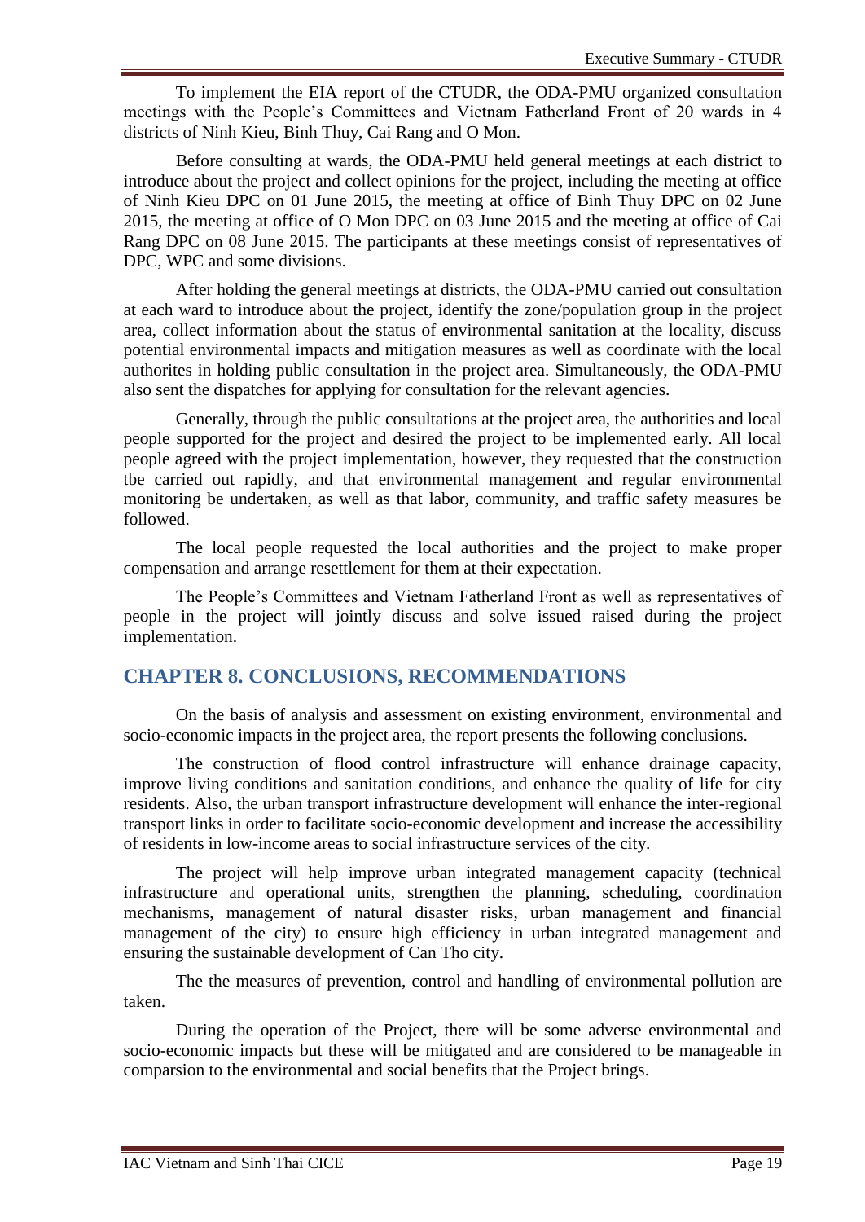To implement the EIA report of the CTUDR, the ODA-PMU organized consultation meetings with the People's Committees and Vietnam Fatherland Front of 20 wards in 4 districts of Ninh Kieu, Binh Thuy, Cai Rang and O Mon.

Before consulting at wards, the ODA-PMU held general meetings at each district to introduce about the project and collect opinions for the project, including the meeting at office of Ninh Kieu DPC on 01 June 2015, the meeting at office of Binh Thuy DPC on 02 June 2015, the meeting at office of O Mon DPC on 03 June 2015 and the meeting at office of Cai Rang DPC on 08 June 2015. The participants at these meetings consist of representatives of DPC, WPC and some divisions.

After holding the general meetings at districts, the ODA-PMU carried out consultation at each ward to introduce about the project, identify the zone/population group in the project area, collect information about the status of environmental sanitation at the locality, discuss potential environmental impacts and mitigation measures as well as coordinate with the local authorites in holding public consultation in the project area. Simultaneously, the ODA-PMU also sent the dispatches for applying for consultation for the relevant agencies.

Generally, through the public consultations at the project area, the authorities and local people supported for the project and desired the project to be implemented early. All local people agreed with the project implementation, however, they requested that the construction tbe carried out rapidly, and that environmental management and regular environmental monitoring be undertaken, as well as that labor, community, and traffic safety measures be followed.

The local people requested the local authorities and the project to make proper compensation and arrange resettlement for them at their expectation.

The People's Committees and Vietnam Fatherland Front as well as representatives of people in the project will jointly discuss and solve issued raised during the project implementation.

## CHAPTER 8. CONCLUSIONS, RECOMMENDATIONS

On the basis of analysis and assessment on existing environment, environmental and socio-economic impacts in the project area, the report presents the following conclusions.

The construction of flood control infrastructure will enhance drainage capacity, improve living conditions and sanitation conditions, and enhance the quality of life for city residents. Also, the urban transport infrastructure development will enhance the inter-regional transport links in order to facilitate socio-economic development and increase the accessibility of residents in low-income areas to social infrastructure services of the city.

The project will help improve urban integrated management capacity (technical infrastructure and operational units, strengthen the planning, scheduling, coordination mechanisms, management of natural disaster risks, urban management and financial management of the city) to ensure high efficiency in urban integrated management and ensuring the sustainable development of Can Tho city.

The the measures of prevention, control and handling of environmental pollution are taken.

During the operation of the Project, there will be some adverse environmental and socio-economic impacts but these will be mitigated and are considered to be manageable in comparsion to the environmental and social benefits that the Project brings.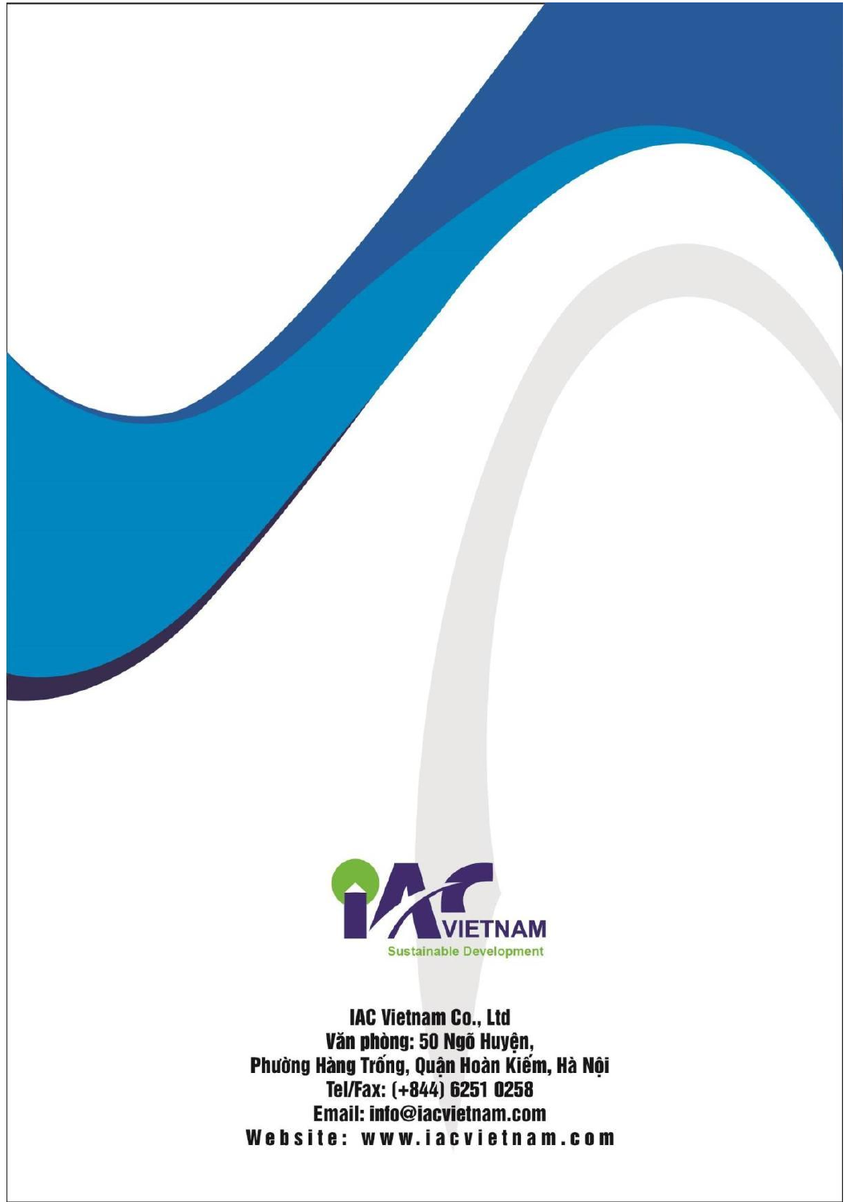IAC VIETNAM
Sustainable Development

**IAC Vietnam Co., Ltd**
**Văn phòng: 50 Ngõ Huyện,**
**Phường Hàng Trống, Quận Hoàn Kiếm, Hà Nội**
**Tel/Fax: (+844) 6251 0258**
**Email: info@iacvietnam.com**
**Website: www.iacvietnam.com**